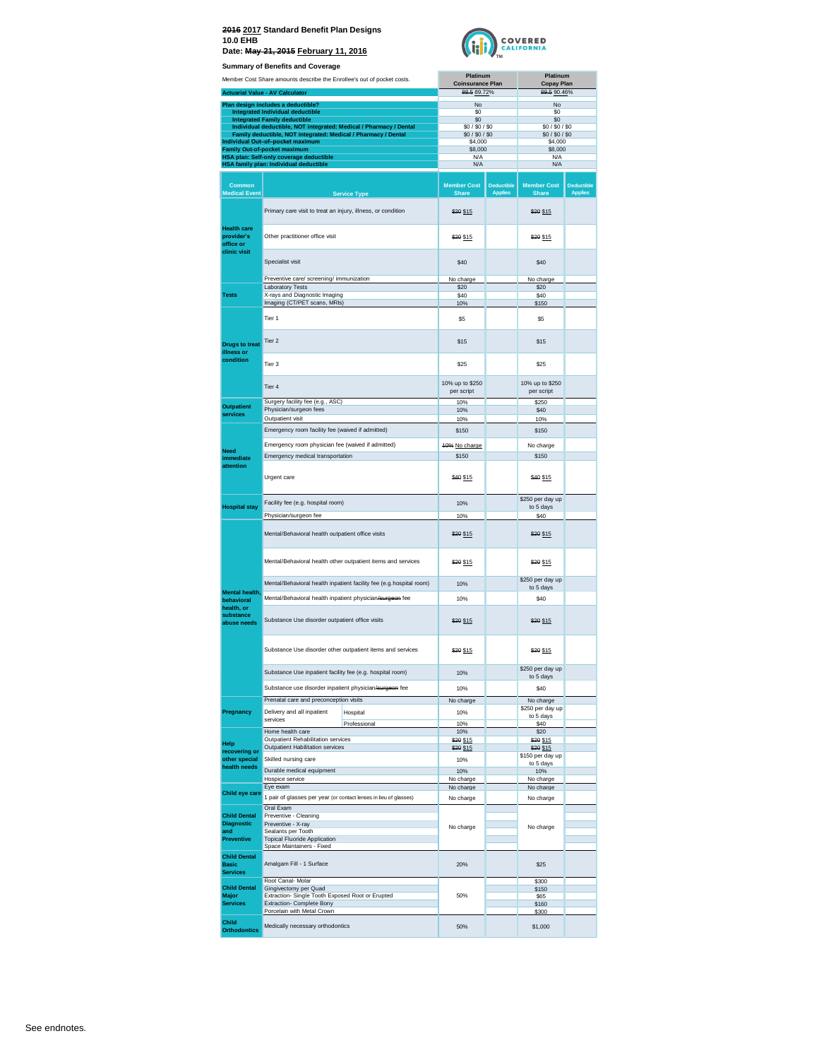~~2016~~ **2017 Standard Benefit Plan Designs**
**10.0 EHB**
**Date: ~~May 21, 2015~~ February 11, 2016**

COVERED CALIFORNIA

**Summary of Benefits and Coverage**

| Member Cost Share amounts describe the Enrollee's out of pocket costs. | Platinum Coinsurance Plan | Platinum Copay Plan |
|---|---|---|
| **Actuarial Value - AV Calculator** | ~~89.5~~ 89.72% | ~~89.5~~ 90.46% |
| **Plan design includes a deductible?** | No | No |
| **Integrated Individual deductible** | $0 | $0 |
| **Integrated Family deductible** | $0 | $0 |
| **Individual deductible, NOT integrated: Medical / Pharmacy / Dental** | $0 / $0 / $0 | $0 / $0 / $0 |
| **Family deductible, NOT integrated: Medical / Pharmacy / Dental** | $0 / $0 / $0 | $0 / $0 / $0 |
| **Individual Out–of–pocket maximum** | $4,000 | $4,000 |
| **Family Out-of-pocket maximum** | $8,000 | $8,000 |
| **HSA plan: Self-only coverage deductible** | N/A | N/A |
| **HSA family plan: Individual deductible** | N/A | N/A |

| Common Medical Event | Service Type | Platinum Coinsurance Plan: Member Cost Share | Deductible Applies | Platinum Copay Plan: Member Cost Share | Deductible Applies |
|---|---|---|---|---|---|
| **Health care provider's office or clinic visit** | Primary care visit to treat an injury, illness, or condition | ~~$20~~ $15 | | ~~$20~~ $15 | |
| | Other practitioner office visit | ~~$20~~ $15 | | ~~$20~~ $15 | |
| | Specialist visit | $40 | | $40 | |
| | Preventive care/ screening/ immunization | No charge | | No charge | |
| **Tests** | Laboratory Tests | $20 | | $20 | |
| | X-rays and Diagnostic Imaging | $40 | | $40 | |
| | Imaging (CT/PET scans, MRIs) | 10% | | $150 | |
| **Drugs to treat illness or condition** | Tier 1 | $5 | | $5 | |
| | Tier 2 | $15 | | $15 | |
| | Tier 3 | $25 | | $25 | |
| | Tier 4 | 10% up to $250 per script | | 10% up to $250 per script | |
| **Outpatient services** | Surgery facility fee (e.g., ASC) | 10% | | $250 | |
| | Physician/surgeon fees | 10% | | $40 | |
| | Outpatient visit | 10% | | 10% | |
| **Need immediate attention** | Emergency room facility fee (waived if admitted) | $150 | | $150 | |
| | Emergency room physician fee (waived if admitted) | ~~10%~~ No charge | | No charge | |
| | Emergency medical transportation | $150 | | $150 | |
| | Urgent care | ~~$40~~ $15 | | ~~$40~~ $15 | |
| **Hospital stay** | Facility fee (e.g. hospital room) | 10% | | $250 per day up to 5 days | |
| | Physician/surgeon fee | 10% | | $40 | |
| **Mental health, behavioral health, or substance abuse needs** | Mental/Behavioral health outpatient office visits | ~~$20~~ $15 | | ~~$20~~ $15 | |
| | Mental/Behavioral health other outpatient items and services | ~~$20~~ $15 | | ~~$20~~ $15 | |
| | Mental/Behavioral health inpatient facility fee (e.g.hospital room) | 10% | | $250 per day up to 5 days | |
| | Mental/Behavioral health inpatient physician/~~surgeon~~ fee | 10% | | $40 | |
| | Substance Use disorder outpatient office visits | ~~$20~~ $15 | | ~~$20~~ $15 | |
| | Substance Use disorder other outpatient items and services | ~~$20~~ $15 | | ~~$20~~ $15 | |
| | Substance Use inpatient facility fee (e.g. hospital room) | 10% | | $250 per day up to 5 days | |
| | Substance use disorder inpatient physician/~~surgeon~~ fee | 10% | | $40 | |
| **Pregnancy** | Prenatal care and preconception visits | No charge | | No charge | |
| | Delivery and all inpatient services – Hospital | 10% | | $250 per day up to 5 days | |
| | Delivery and all inpatient services – Professional | 10% | | $40 | |
| **Help recovering or other special health needs** | Home health care | 10% | | $20 | |
| | Outpatient Rehabilitation services | ~~$20~~ $15 | | ~~$20~~ $15 | |
| | Outpatient Habilitation services | ~~$20~~ $15 | | ~~$20~~ $15 | |
| | Skilled nursing care | 10% | | $150 per day up to 5 days | |
| | Durable medical equipment | 10% | | 10% | |
| | Hospice service | No charge | | No charge | |
| **Child eye care** | Eye exam | No charge | | No charge | |
| | 1 pair of glasses per year (or contact lenses in lieu of glasses) | No charge | | No charge | |
| **Child Dental Diagnostic and Preventive** | Oral Exam | No charge | | No charge | |
| | Preventive - Cleaning | | | | |
| | Preventive - X-ray | | | | |
| | Sealants per Tooth | | | | |
| | Topical Fluoride Application | | | | |
| | Space Maintainers - Fixed | | | | |
| **Child Dental Basic Services** | Amalgam Fill - 1 Surface | 20% | | $25 | |
| **Child Dental Major Services** | Root Canal- Molar | 50% | | $300 | |
| | Gingivectomy per Quad | | | $150 | |
| | Extraction- Single Tooth Exposed Root or Erupted | | | $65 | |
| | Extraction- Complete Bony | | | $160 | |
| | Porcelain with Metal Crown | | | $300 | |
| **Child Orthodontics** | Medically necessary orthodontics | 50% | | $1,000 | |

See endnotes.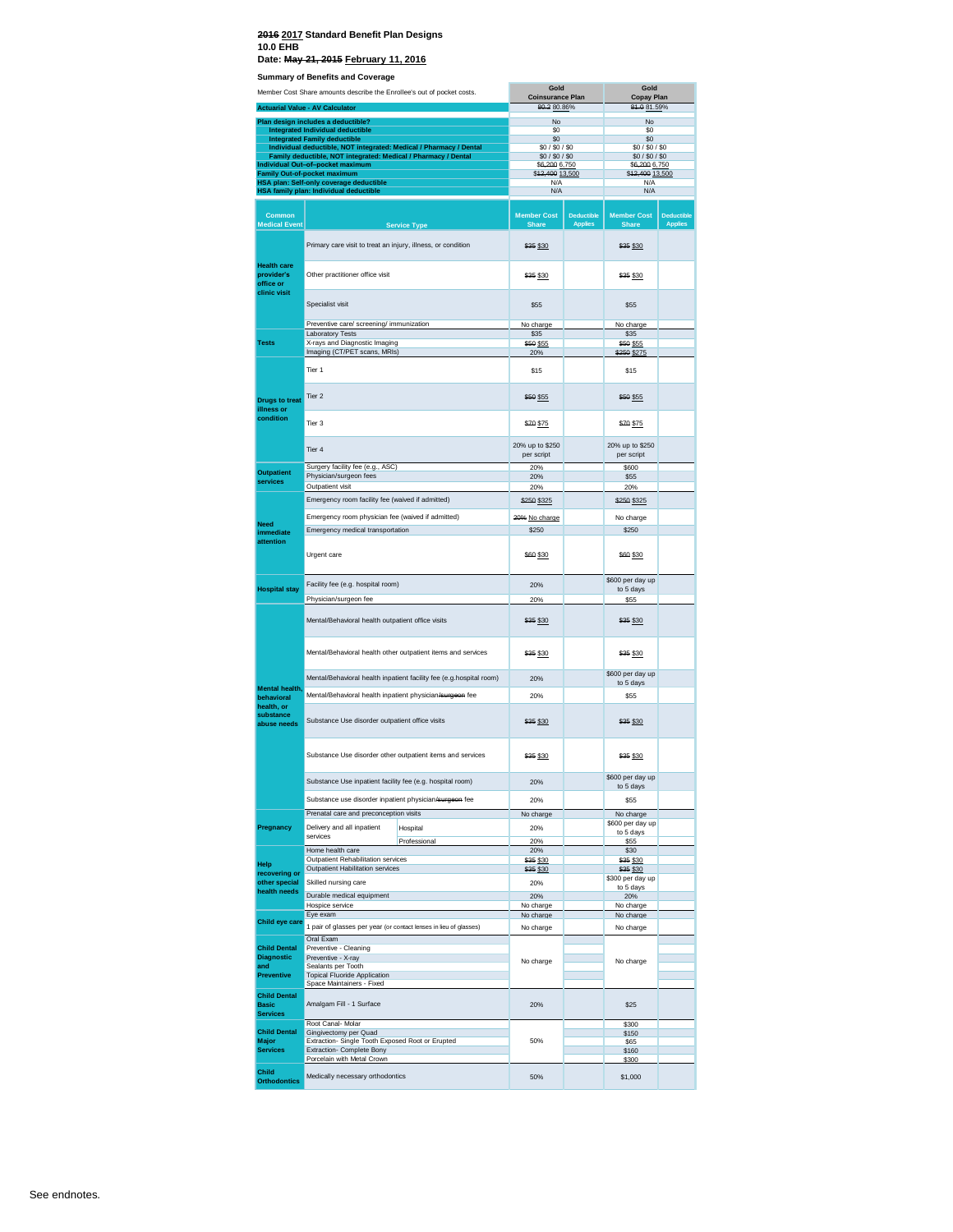**~~2016~~ 2017 Standard Benefit Plan Designs**
**10.0 EHB**
**Date: ~~May 21, 2015~~ February 11, 2016**

**Summary of Benefits and Coverage**

| Member Cost Share amounts describe the Enrollee's out of pocket costs. | Gold Coinsurance Plan | Gold Copay Plan |
|---|---|---|
| **Actuarial Value - AV Calculator** | ~~80.2~~ 80.86% | ~~81.0~~ 81.59% |
| **Plan design includes a deductible?** | No | No |
| **Integrated Individual deductible** | $0 | $0 |
| **Integrated Family deductible** | $0 | $0 |
| **Individual deductible, NOT integrated: Medical / Pharmacy / Dental** | $0 / $0 / $0 | $0 / $0 / $0 |
| **Family deductible, NOT integrated: Medical / Pharmacy / Dental** | $0 / $0 / $0 | $0 / $0 / $0 |
| **Individual Out-of-pocket maximum** | ~~$6,200~~ 6,750 | ~~$6,200~~ 6,750 |
| **Family Out-of-pocket maximum** | ~~$12,400~~ 13,500 | ~~$12,400~~ 13,500 |
| **HSA plan: Self-only coverage deductible** | N/A | N/A |
| **HSA family plan: Individual deductible** | N/A | N/A |

| Common Medical Event | Service Type | Gold Coinsurance Plan Member Cost Share | Deductible Applies | Gold Copay Plan Member Cost Share | Deductible Applies |
|---|---|---|---|---|---|
| Health care provider's office or clinic visit | Primary care visit to treat an injury, illness, or condition | ~~$35~~ $30 | | ~~$35~~ $30 | |
| | Other practitioner office visit | ~~$35~~ $30 | | ~~$35~~ $30 | |
| | Specialist visit | $55 | | $55 | |
| | Preventive care/ screening/ immunization | No charge | | No charge | |
| Tests | Laboratory Tests | $35 | | $35 | |
| | X-rays and Diagnostic Imaging | ~~$50~~ $55 | | ~~$50~~ $55 | |
| | Imaging (CT/PET scans, MRIs) | 20% | | ~~$250~~ $275 | |
| Drugs to treat illness or condition | Tier 1 | $15 | | $15 | |
| | Tier 2 | ~~$50~~ $55 | | ~~$50~~ $55 | |
| | Tier 3 | ~~$70~~ $75 | | ~~$70~~ $75 | |
| | Tier 4 | 20% up to $250 per script | | 20% up to $250 per script | |
| Outpatient services | Surgery facility fee (e.g., ASC) | 20% | | $600 | |
| | Physician/surgeon fees | 20% | | $55 | |
| | Outpatient visit | 20% | | 20% | |
| Need immediate attention | Emergency room facility fee (waived if admitted) | ~~$250~~ $325 | | ~~$250~~ $325 | |
| | Emergency room physician fee (waived if admitted) | ~~20%~~ No charge | | No charge | |
| | Emergency medical transportation | $250 | | $250 | |
| | Urgent care | ~~$60~~ $30 | | ~~$60~~ $30 | |
| Hospital stay | Facility fee (e.g. hospital room) | 20% | | $600 per day up to 5 days | |
| | Physician/surgeon fee | 20% | | $55 | |
| Mental health, behavioral health, or substance abuse needs | Mental/Behavioral health outpatient office visits | ~~$35~~ $30 | | ~~$35~~ $30 | |
| | Mental/Behavioral health other outpatient items and services | ~~$35~~ $30 | | ~~$35~~ $30 | |
| | Mental/Behavioral health inpatient facility fee (e.g.hospital room) | 20% | | $600 per day up to 5 days | |
| | Mental/Behavioral health inpatient physician~~/surgeon~~ fee | 20% | | $55 | |
| | Substance Use disorder outpatient office visits | ~~$35~~ $30 | | ~~$35~~ $30 | |
| | Substance Use disorder other outpatient items and services | ~~$35~~ $30 | | ~~$35~~ $30 | |
| | Substance Use inpatient facility fee (e.g. hospital room) | 20% | | $600 per day up to 5 days | |
| | Substance use disorder inpatient physician~~/surgeon~~ fee | 20% | | $55 | |
| Pregnancy | Prenatal care and preconception visits | No charge | | No charge | |
| | Delivery and all inpatient services - Hospital | 20% | | $600 per day up to 5 days | |
| | Delivery and all inpatient services - Professional | 20% | | $55 | |
| Help recovering or other special health needs | Home health care | 20% | | $30 | |
| | Outpatient Rehabilitation services | ~~$35~~ $30 | | ~~$35~~ $30 | |
| | Outpatient Habilitation services | ~~$35~~ $30 | | ~~$35~~ $30 | |
| | Skilled nursing care | 20% | | $300 per day up to 5 days | |
| | Durable medical equipment | 20% | | 20% | |
| | Hospice service | No charge | | No charge | |
| Child eye care | Eye exam | No charge | | No charge | |
| | 1 pair of glasses per year (or contact lenses in lieu of glasses) | No charge | | No charge | |
| Child Dental Diagnostic and Preventive | Oral Exam | No charge | | No charge | |
| | Preventive - Cleaning | | | | |
| | Preventive - X-ray | | | | |
| | Sealants per Tooth | | | | |
| | Topical Fluoride Application | | | | |
| | Space Maintainers - Fixed | | | | |
| Child Dental Basic Services | Amalgam Fill - 1 Surface | 20% | | $25 | |
| Child Dental Major Services | Root Canal- Molar | 50% | | $300 | |
| | Gingivectomy per Quad | | | $150 | |
| | Extraction- Single Tooth Exposed Root or Erupted | | | $65 | |
| | Extraction- Complete Bony | | | $160 | |
| | Porcelain with Metal Crown | | | $300 | |
| Child Orthodontics | Medically necessary orthodontics | 50% | | $1,000 | |

See endnotes.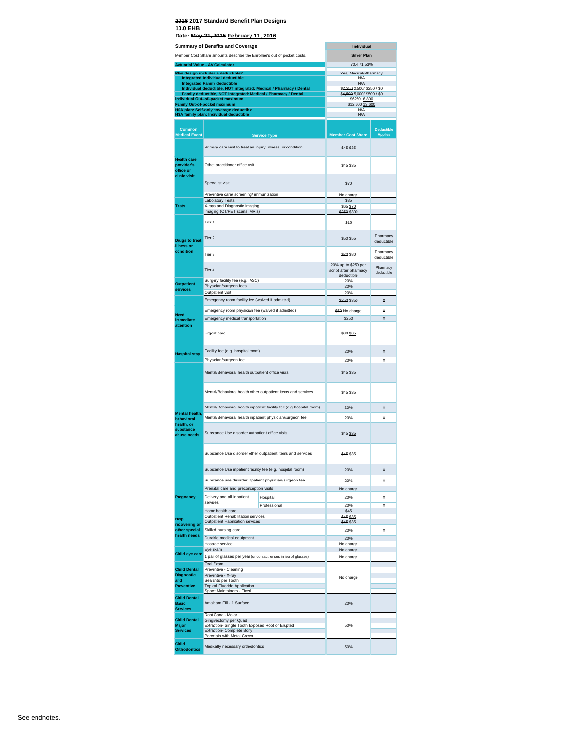**~~2016~~ 2017 Standard Benefit Plan Designs**
**10.0 EHB**
**Date: ~~May 21, 2015~~ February 11, 2016**

| Summary of Benefits and Coverage | Individual |
|---|---|
| Member Cost Share amounts describe the Enrollee's out of pocket costs. | Silver Plan |
| **Actuarial Value - AV Calculator** | ~~70.4~~ 71.53% |
| **Plan design includes a deductible?** | Yes, Medical/Pharmacy |
| **Integrated Individual deductible** | N/A |
| **Integrated Family deductible** | N/A |
| **Individual deductible, NOT integrated: Medical / Pharmacy / Dental** | ~~$2,250~~ 2,500/ $250 / $0 |
| **Family deductible, NOT integrated: Medical / Pharmacy / Dental** | ~~$4,500~~ 5,000/ $500 / $0 |
| **Individual Out-of-pocket maximum** | ~~$6250~~ 6,800 |
| **Family Out-of-pocket maximum** | ~~$12,500~~ 13,600 |
| **HSA plan: Self-only coverage deductible** | N/A |
| **HSA family plan: Individual deductible** | N/A |

| Common Medical Event | Service Type | Member Cost Share | Deductible Applies |
|---|---|---|---|
| **Health care provider's office or clinic visit** | Primary care visit to treat an injury, illness, or condition | ~~$45~~ $35 | |
| | Other practitioner office visit | ~~$45~~ $35 | |
| | Specialist visit | $70 | |
| | Preventive care/ screening/ immunization | No charge | |
| **Tests** | Laboratory Tests | $35 | |
| | X-rays and Diagnostic Imaging | ~~$65~~ $70 | |
| | Imaging (CT/PET scans, MRIs) | ~~$250~~ $300 | |
| **Drugs to treat illness or condition** | Tier 1 | $15 | |
| | Tier 2 | ~~$50~~ $55 | Pharmacy deductible |
| | Tier 3 | ~~$70~~ $80 | Pharmacy deductible |
| | Tier 4 | 20% up to $250 per script after pharmacy deductible | Pharmacy deductible |
| **Outpatient services** | Surgery facility fee (e.g., ASC) | 20% | |
| | Physician/surgeon fees | 20% | |
| | Outpatient visit | 20% | |
| **Need immediate attention** | Emergency room facility fee (waived if admitted) | ~~$250~~ $350 | X |
| | Emergency room physician fee (waived if admitted) | ~~$50~~ No charge | X |
| | Emergency medical transportation | $250 | X |
| | Urgent care | ~~$90~~ $35 | |
| **Hospital stay** | Facility fee (e.g. hospital room) | 20% | X |
| | Physician/surgeon fee | 20% | X |
| **Mental health, behavioral health, or substance abuse needs** | Mental/Behavioral health outpatient office visits | ~~$45~~ $35 | |
| | Mental/Behavioral health other outpatient items and services | ~~$45~~ $35 | |
| | Mental/Behavioral health inpatient facility fee (e.g.hospital room) | 20% | X |
| | Mental/Behavioral health inpatient physician~~/surgeon~~ fee | 20% | X |
| | Substance Use disorder outpatient office visits | ~~$45~~ $35 | |
| | Substance Use disorder other outpatient items and services | ~~$45~~ $35 | |
| | Substance Use inpatient facility fee (e.g. hospital room) | 20% | X |
| | Substance use disorder inpatient physician~~/surgeon~~ fee | 20% | X |
| **Pregnancy** | Prenatal care and preconception visits | No charge | |
| | Delivery and all inpatient services – Hospital | 20% | X |
| | Delivery and all inpatient services – Professional | 20% | X |
| **Help recovering or other special health needs** | Home health care | $45 | |
| | Outpatient Rehabilitation services | ~~$45~~ $35 | |
| | Outpatient Habilitation services | ~~$45~~ $35 | |
| | Skilled nursing care | 20% | X |
| | Durable medical equipment | 20% | |
| | Hospice service | No charge | |
| **Child eye care** | Eye exam | No charge | |
| | 1 pair of glasses per year (or contact lenses in lieu of glasses) | No charge | |
| **Child Dental Diagnostic and Preventive** | Oral Exam | No charge | |
| | Preventive - Cleaning | No charge | |
| | Preventive - X-ray | No charge | |
| | Sealants per Tooth | No charge | |
| | Topical Fluoride Application | No charge | |
| | Space Maintainers - Fixed | No charge | |
| **Child Dental Basic Services** | Amalgam Fill - 1 Surface | 20% | |
| **Child Dental Major Services** | Root Canal- Molar | 50% | |
| | Gingivectomy per Quad | 50% | |
| | Extraction- Single Tooth Exposed Root or Erupted | 50% | |
| | Extraction- Complete Bony | 50% | |
| | Porcelain with Metal Crown | 50% | |
| **Child Orthodontics** | Medically necessary orthodontics | 50% | |

See endnotes.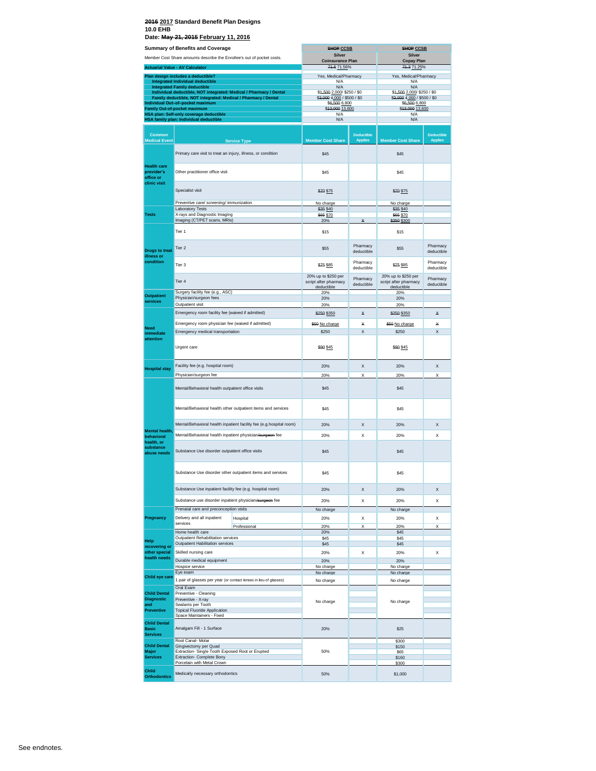# ~~2016~~ 2017 Standard Benefit Plan Designs
## 10.0 EHB
## Date: ~~May 21, 2015~~ February 11, 2016

| Summary of Benefits and Coverage | ~~SHOP~~ CCSB | | ~~SHOP~~ CCSB | |
|---|---|---|---|---|
| Member Cost Share amounts describe the Enrollee's out of pocket costs. | Silver Coinsurance Plan | | Silver Copay Plan | |
| **Actuarial Value - AV Calculator** | ~~71.6~~ 71.56% | | ~~71.3~~ 71.25% | |
| **Plan design includes a deductible?** | Yes, Medical/Pharmacy | | Yes, Medical/Pharmacy | |
| **Integrated Individual deductible** | N/A | | N/A | |
| **Integrated Family deductible** | N/A | | N/A | |
| **Individual deductible, NOT integrated: Medical / Pharmacy / Dental** | ~~$1,500~~ 2,000/ $250 / $0 | | ~~$1,500~~ 2,000/ $250 / $0 | |
| **Family deductible, NOT integrated: Medical / Pharmacy / Dental** | ~~$3,000~~ 4,000 / $500 / $0 | | ~~$3,000~~ 4,000 / $500 / $0 | |
| **Individual Out–of–pocket maximum** | ~~$6,500~~ 6,800 | | ~~$6,500~~ 6,800 | |
| **Family Out-of-pocket maximum** | ~~$13,000~~ 13,600 | | ~~$13,000~~ 13,600 | |
| **HSA plan: Self-only coverage deductible** | N/A | | N/A | |
| **HSA family plan: Individual deductible** | N/A | | N/A | |

| Common Medical Event | Service Type | Member Cost Share | Deductible Applies | Member Cost Share | Deductible Applies |
|---|---|---|---|---|---|
| Health care provider's office or clinic visit | Primary care visit to treat an injury, illness, or condition | $45 | | $45 | |
| | Other practitioner office visit | $45 | | $45 | |
| | Specialist visit | ~~$70~~ $75 | | ~~$70~~ $75 | |
| | Preventive care/ screening/ immunization | No charge | | No charge | |
| Tests | Laboratory Tests | ~~$35~~ $40 | | ~~$35~~ $40 | |
| | X-rays and Diagnostic Imaging | ~~$65~~ $70 | | ~~$65~~ $70 | |
| | Imaging (CT/PET scans, MRIs) | 20% | ~~X~~ | ~~$250~~ $300 | |
| Drugs to treat illness or condition | Tier 1 | $15 | | $15 | |
| | Tier 2 | $55 | Pharmacy deductible | $55 | Pharmacy deductible |
| | Tier 3 | ~~$75~~ $85 | Pharmacy deductible | ~~$75~~ $85 | Pharmacy deductible |
| | Tier 4 | 20% up to $250 per script after pharmacy deductible | Pharmacy deductible | 20% up to $250 per script after pharmacy deductible | Pharmacy deductible |
| Outpatient services | Surgery facility fee (e.g., ASC) | 20% | | 20% | |
| | Physician/surgeon fees | 20% | | 20% | |
| | Outpatient visit | 20% | | 20% | |
| Need immediate attention | Emergency room facility fee (waived if admitted) | ~~$250~~ $350 | X | ~~$250~~ $350 | X |
| | Emergency room physician fee (waived if admitted) | ~~$50~~ No charge | ~~X~~ | ~~$50~~ No charge | ~~X~~ |
| | Emergency medical transportation | $250 | X | $250 | X |
| | Urgent care | ~~$90~~ $45 | | ~~$90~~ $45 | |
| Hospital stay | Facility fee (e.g. hospital room) | 20% | X | 20% | X |
| | Physician/surgeon fee | 20% | X | 20% | X |
| Mental health, behavioral health, or substance abuse needs | Mental/Behavioral health outpatient office visits | $45 | | $45 | |
| | Mental/Behavioral health other outpatient items and services | $45 | | $45 | |
| | Mental/Behavioral health inpatient facility fee (e.g.hospital room) | 20% | X | 20% | X |
| | Mental/Behavioral health inpatient physician~~/surgeon~~ fee | 20% | X | 20% | X |
| | Substance Use disorder outpatient office visits | $45 | | $45 | |
| | Substance Use disorder other outpatient items and services | $45 | | $45 | |
| | Substance Use inpatient facility fee (e.g. hospital room) | 20% | X | 20% | X |
| | Substance use disorder inpatient physician~~/surgeon~~ fee | 20% | X | 20% | X |
| Pregnancy | Prenatal care and preconception visits | No charge | | No charge | |
| | Delivery and all inpatient services — Hospital | 20% | X | 20% | X |
| | Delivery and all inpatient services — Professional | 20% | X | 20% | X |
| Help recovering or other special health needs | Home health care | 20% | | $45 | |
| | Outpatient Rehabilitation services | $45 | | $45 | |
| | Outpatient Habilitation services | $45 | | $45 | |
| | Skilled nursing care | 20% | X | 20% | X |
| | Durable medical equipment | 20% | | 20% | |
| | Hospice service | No charge | | No charge | |
| Child eye care | Eye exam | No charge | | No charge | |
| | 1 pair of glasses per year (or contact lenses in lieu of glasses) | No charge | | No charge | |
| Child Dental Diagnostic and Preventive | Oral Exam | No charge | | No charge | |
| | Preventive - Cleaning | | | | |
| | Preventive - X-ray | | | | |
| | Sealants per Tooth | | | | |
| | Topical Fluoride Application | | | | |
| | Space Maintainers - Fixed | | | | |
| Child Dental Basic Services | Amalgam Fill - 1 Surface | 20% | | $25 | |
| Child Dental Major Services | Root Canal- Molar | 50% | | $300 | |
| | Gingivectomy per Quad | | | $150 | |
| | Extraction- Single Tooth Exposed Root or Erupted | | | $65 | |
| | Extraction- Complete Bony | | | $160 | |
| | Porcelain with Metal Crown | | | $300 | |
| Child Orthodontics | Medically necessary orthodontics | 50% | | $1,000 | |

See endnotes.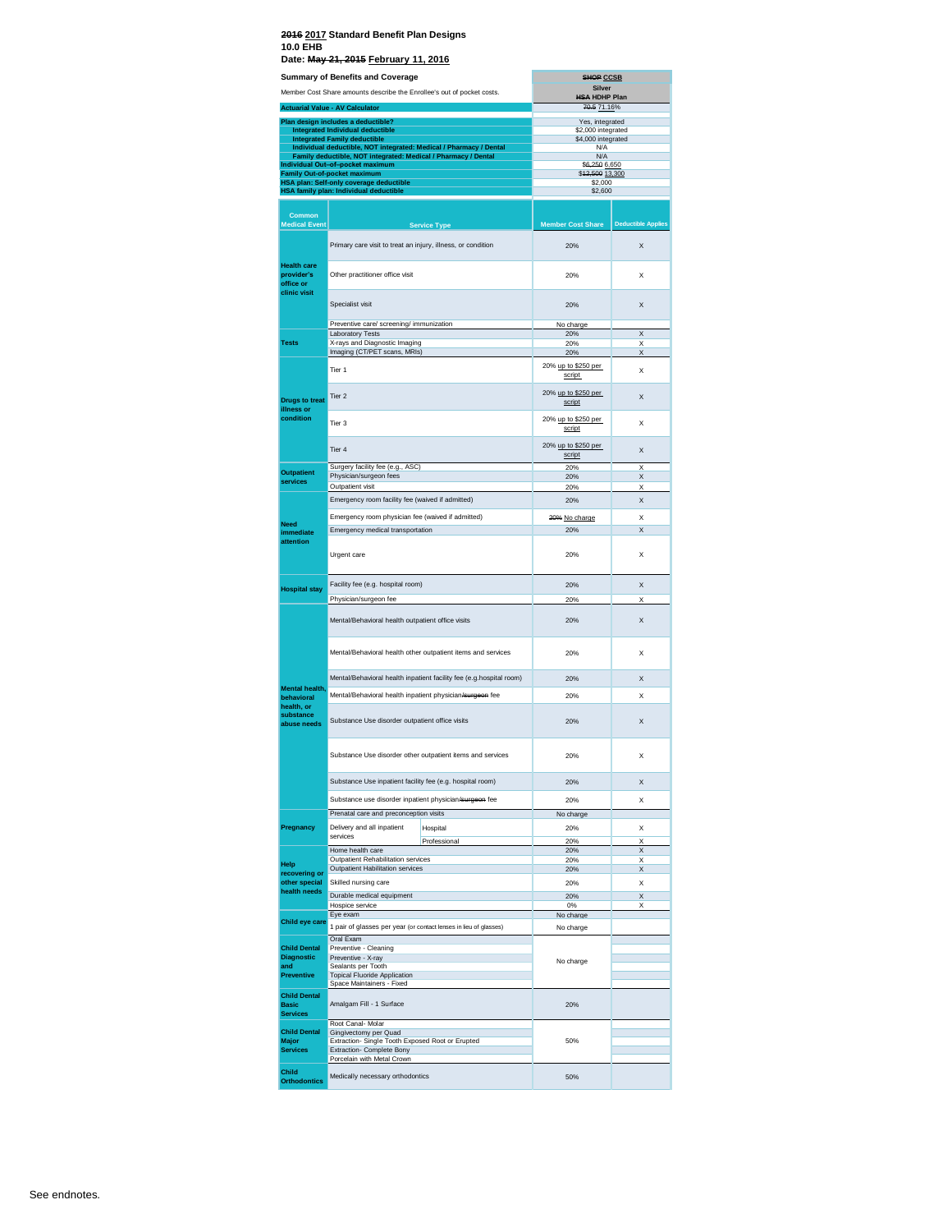~~2016~~ 2017 Standard Benefit Plan Designs
10.0 EHB
Date: ~~May 21, 2015~~ February 11, 2016

| Summary of Benefits and Coverage | ~~SHOP~~ CCSB |
|---|---|
| Member Cost Share amounts describe the Enrollee's out of pocket costs. | Silver ~~HSA~~ HDHP Plan |
| Actuarial Value - AV Calculator | ~~70.5~~ 71.16% |
| Plan design includes a deductible? | Yes, integrated |
| Integrated Individual deductible | $2,000 integrated |
| Integrated Family deductible | $4,000 integrated |
| Individual deductible, NOT integrated: Medical / Pharmacy / Dental | N/A |
| Family deductible, NOT integrated: Medical / Pharmacy / Dental | N/A |
| Individual Out-of-pocket maximum | ~~$6,250~~ 6,650 |
| Family Out-of-pocket maximum | ~~$12,500~~ 13,300 |
| HSA plan: Self-only coverage deductible | $2,000 |
| HSA family plan: Individual deductible | $2,600 |

| Common Medical Event | Service Type | | Member Cost Share | Deductible Applies |
|---|---|---|---|---|
| Health care provider's office or clinic visit | Primary care visit to treat an injury, illness, or condition | | 20% | X |
| | Other practitioner office visit | | 20% | X |
| | Specialist visit | | 20% | X |
| | Preventive care/ screening/ immunization | | No charge | |
| Tests | Laboratory Tests | | 20% | X |
| | X-rays and Diagnostic Imaging | | 20% | X |
| | Imaging (CT/PET scans, MRIs) | | 20% | X |
| Drugs to treat illness or condition | Tier 1 | | 20% up to $250 per script | X |
| | Tier 2 | | 20% up to $250 per script | X |
| | Tier 3 | | 20% up to $250 per script | X |
| | Tier 4 | | 20% up to $250 per script | X |
| Outpatient services | Surgery facility fee (e.g., ASC) | | 20% | X |
| | Physician/surgeon fees | | 20% | X |
| | Outpatient visit | | 20% | X |
| Need immediate attention | Emergency room facility fee (waived if admitted) | | 20% | X |
| | Emergency room physician fee (waived if admitted) | | ~~20%~~ No charge | X |
| | Emergency medical transportation | | 20% | X |
| | Urgent care | | 20% | X |
| Hospital stay | Facility fee (e.g. hospital room) | | 20% | X |
| | Physician/surgeon fee | | 20% | X |
| Mental health, behavioral health, or substance abuse needs | Mental/Behavioral health outpatient office visits | | 20% | X |
| | Mental/Behavioral health other outpatient items and services | | 20% | X |
| | Mental/Behavioral health inpatient facility fee (e.g.hospital room) | | 20% | X |
| | Mental/Behavioral health inpatient physician~~/surgeon~~ fee | | 20% | X |
| | Substance Use disorder outpatient office visits | | 20% | X |
| | Substance Use disorder other outpatient items and services | | 20% | X |
| | Substance Use inpatient facility fee (e.g. hospital room) | | 20% | X |
| | Substance use disorder inpatient physician~~/surgeon~~ fee | | 20% | X |
| Pregnancy | Prenatal care and preconception visits | | No charge | |
| | Delivery and all inpatient services | Hospital | 20% | X |
| | | Professional | 20% | X |
| Help recovering or other special health needs | Home health care | | 20% | X |
| | Outpatient Rehabilitation services | | 20% | X |
| | Outpatient Habilitation services | | 20% | X |
| | Skilled nursing care | | 20% | X |
| | Durable medical equipment | | 20% | X |
| | Hospice service | | 0% | X |
| Child eye care | Eye exam | | No charge | |
| | 1 pair of glasses per year (or contact lenses in lieu of glasses) | | No charge | |
| Child Dental Diagnostic and Preventive | Oral Exam | | No charge | |
| | Preventive - Cleaning | | | |
| | Preventive - X-ray | | | |
| | Sealants per Tooth | | | |
| | Topical Fluoride Application | | | |
| | Space Maintainers - Fixed | | | |
| Child Dental Basic Services | Amalgam Fill - 1 Surface | | 20% | |
| Child Dental Major Services | Root Canal- Molar | | 50% | |
| | Gingivectomy per Quad | | | |
| | Extraction- Single Tooth Exposed Root or Erupted | | | |
| | Extraction- Complete Bony | | | |
| | Porcelain with Metal Crown | | | |
| Child Orthodontics | Medically necessary orthodontics | | 50% | |

See endnotes.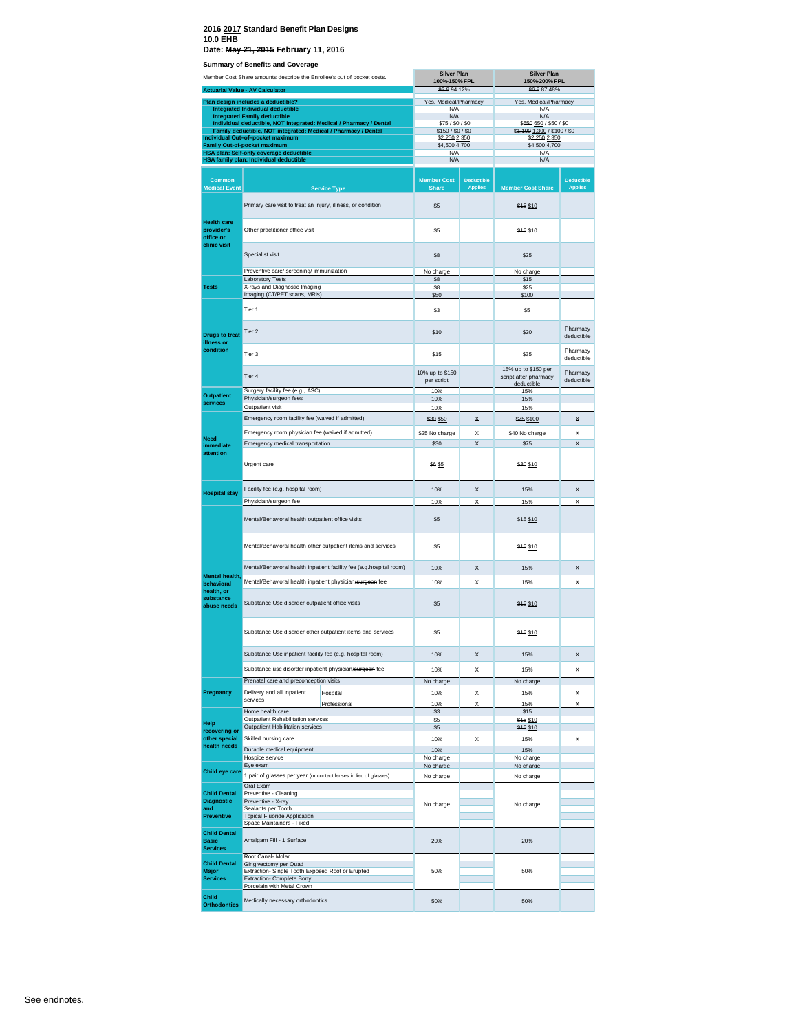~~2016~~ 2017 **Standard Benefit Plan Designs**
**10.0 EHB**
**Date: ~~May 21, 2015~~ February 11, 2016**

**Summary of Benefits and Coverage**

| Member Cost Share amounts describe the Enrollee's out of pocket costs. | Silver Plan 100%-150% FPL | Silver Plan 150%-200% FPL |
|---|---|---|
| **Actuarial Value - AV Calculator** | ~~93.8~~ 94.12% | ~~86.8~~ 87.48% |
| **Plan design includes a deductible?** | Yes, Medical/Pharmacy | Yes, Medical/Pharmacy |
| **Integrated Individual deductible** | N/A | N/A |
| **Integrated Family deductible** | N/A | N/A |
| **Individual deductible, NOT integrated: Medical / Pharmacy / Dental** | $75 / $0 / $0 | ~~$550~~ 650 / $50 / $0 |
| **Family deductible, NOT integrated: Medical / Pharmacy / Dental** | $150 / $0 / $0 | ~~$1,100~~ 1,300 / $100 / $0 |
| **Individual Out-of-pocket maximum** | ~~$2,250~~ 2,350 | ~~$2,250~~ 2,350 |
| **Family Out-of-pocket maximum** | ~~$4,500~~ 4,700 | ~~$4,500~~ 4,700 |
| **HSA plan: Self-only coverage deductible** | N/A | N/A |
| **HSA family plan: Individual deductible** | N/A | N/A |

| Common Medical Event | Service Type | Member Cost Share (100%-150% FPL) | Deductible Applies | Member Cost Share (150%-200% FPL) | Deductible Applies |
|---|---|---|---|---|---|
| **Health care provider's office or clinic visit** | Primary care visit to treat an injury, illness, or condition | $5 | | ~~$15~~ $10 | |
| | Other practitioner office visit | $5 | | ~~$15~~ $10 | |
| | Specialist visit | $8 | | $25 | |
| | Preventive care/ screening/ immunization | No charge | | No charge | |
| **Tests** | Laboratory Tests | $8 | | $15 | |
| | X-rays and Diagnostic Imaging | $8 | | $25 | |
| | Imaging (CT/PET scans, MRIs) | $50 | | $100 | |
| **Drugs to treat illness or condition** | Tier 1 | $3 | | $5 | |
| | Tier 2 | $10 | | $20 | Pharmacy deductible |
| | Tier 3 | $15 | | $35 | Pharmacy deductible |
| | Tier 4 | 10% up to $150 per script | | 15% up to $150 per script after pharmacy deductible | Pharmacy deductible |
| **Outpatient services** | Surgery facility fee (e.g., ASC) | 10% | | 15% | |
| | Physician/surgeon fees | 10% | | 15% | |
| | Outpatient visit | 10% | | 15% | |
| **Need immediate attention** | Emergency room facility fee (waived if admitted) | ~~$30~~ $50 | ~~X~~ | ~~$75~~ $100 | ~~X~~ |
| | Emergency room physician fee (waived if admitted) | ~~$25~~ No charge | ~~X~~ | ~~$40~~ No charge | ~~X~~ |
| | Emergency medical transportation | $30 | X | $75 | X |
| | Urgent care | ~~$6~~ $5 | | ~~$30~~ $10 | |
| **Hospital stay** | Facility fee (e.g. hospital room) | 10% | X | 15% | X |
| | Physician/surgeon fee | 10% | X | 15% | X |
| **Mental health, behavioral health, or substance abuse needs** | Mental/Behavioral health outpatient office visits | $5 | | ~~$15~~ $10 | |
| | Mental/Behavioral health other outpatient items and services | $5 | | ~~$15~~ $10 | |
| | Mental/Behavioral health inpatient facility fee (e.g.hospital room) | 10% | X | 15% | X |
| | Mental/Behavioral health inpatient physician~~/surgeon~~ fee | 10% | X | 15% | X |
| | Substance Use disorder outpatient office visits | $5 | | ~~$15~~ $10 | |
| | Substance Use disorder other outpatient items and services | $5 | | ~~$15~~ $10 | |
| | Substance Use inpatient facility fee (e.g. hospital room) | 10% | X | 15% | X |
| | Substance use disorder inpatient physician~~/surgeon~~ fee | 10% | X | 15% | X |
| **Pregnancy** | Prenatal care and preconception visits | No charge | | No charge | |
| | Delivery and all inpatient services – Hospital | 10% | X | 15% | X |
| | Delivery and all inpatient services – Professional | 10% | X | 15% | X |
| **Help recovering or other special health needs** | Home health care | $3 | | $15 | |
| | Outpatient Rehabilitation services | $5 | | ~~$15~~ $10 | |
| | Outpatient Habilitation services | $5 | | ~~$15~~ $10 | |
| | Skilled nursing care | 10% | X | 15% | X |
| | Durable medical equipment | 10% | | 15% | |
| | Hospice service | No charge | | No charge | |
| **Child eye care** | Eye exam | No charge | | No charge | |
| | 1 pair of glasses per year (or contact lenses in lieu of glasses) | No charge | | No charge | |
| **Child Dental Diagnostic and Preventive** | Oral Exam | No charge | | No charge | |
| | Preventive - Cleaning | | | | |
| | Preventive - X-ray | | | | |
| | Sealants per Tooth | | | | |
| | Topical Fluoride Application | | | | |
| | Space Maintainers - Fixed | | | | |
| **Child Dental Basic Services** | Amalgam Fill - 1 Surface | 20% | | 20% | |
| **Child Dental Major Services** | Root Canal- Molar | 50% | | 50% | |
| | Gingivectomy per Quad | | | | |
| | Extraction- Single Tooth Exposed Root or Erupted | | | | |
| | Extraction- Complete Bony | | | | |
| | Porcelain with Metal Crown | | | | |
| **Child Orthodontics** | Medically necessary orthodontics | 50% | | 50% | |

See endnotes.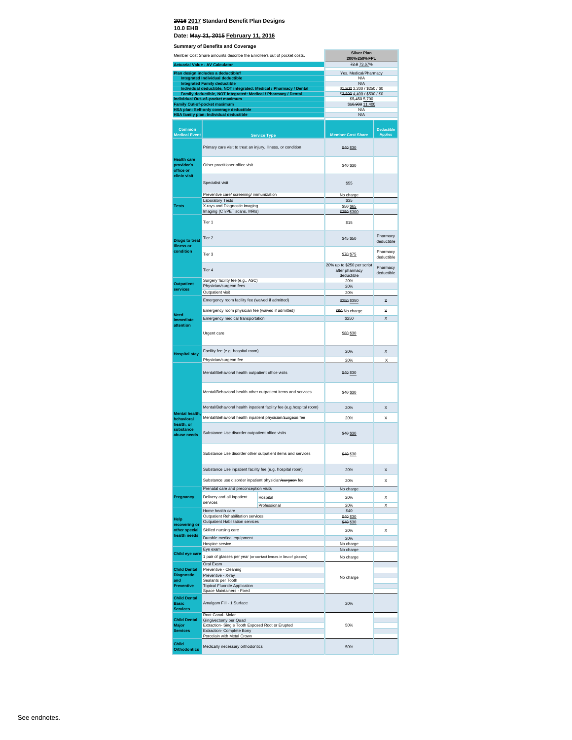**~~2016~~ 2017 Standard Benefit Plan Designs**
**10.0 EHB**
**Date: ~~May 21, 2015~~ February 11, 2016**

**Summary of Benefits and Coverage**

| Member Cost Share amounts describe the Enrollee's out of pocket costs. | Silver Plan 200%-250% FPL |
|---|---|
| Actuarial Value - AV Calculator | ~~72.8~~ 73.67% |
| Plan design includes a deductible? | Yes, Medical/Pharmacy |
| Integrated Individual deductible | N/A |
| Integrated Family deductible | N/A |
| Individual deductible, NOT integrated: Medical / Pharmacy / Dental | $~~1,900~~ 2,200 / $250 / $0 |
| Family deductible, NOT integrated: Medical / Pharmacy / Dental | $~~3,800~~ 4,400 / $500 / $0 |
| Individual Out-of-pocket maximum | $~~5,450~~ 5,700 |
| Family Out-of-pocket maximum | $~~10,900~~ 11,400 |
| HSA plan: Self-only coverage deductible | N/A |
| HSA family plan: Individual deductible | N/A |

| Common Medical Event | Service Type | | Member Cost Share | Deductible Applies |
|---|---|---|---|---|
| Health care provider's office or clinic visit | Primary care visit to treat an injury, illness, or condition | | ~~$40~~ $30 | |
| | Other practitioner office visit | | ~~$40~~ $30 | |
| | Specialist visit | | $55 | |
| | Preventive care/ screening/ immunization | | No charge | |
| Tests | Laboratory Tests | | $35 | |
| | X-rays and Diagnostic Imaging | | ~~$50~~ $65 | |
| | Imaging (CT/PET scans, MRIs) | | ~~$250~~ $300 | |
| Drugs to treat illness or condition | Tier 1 | | $15 | |
| | Tier 2 | | ~~$45~~ $50 | Pharmacy deductible |
| | Tier 3 | | ~~$70~~ $75 | Pharmacy deductible |
| | Tier 4 | | 20% up to $250 per script after pharmacy deductible | Pharmacy deductible |
| Outpatient services | Surgery facility fee (e.g., ASC) | | 20% | |
| | Physician/surgeon fees | | 20% | |
| | Outpatient visit | | 20% | |
| Need immediate attention | Emergency room facility fee (waived if admitted) | | ~~$250~~ $350 | ~~X~~ |
| | Emergency room physician fee (waived if admitted) | | ~~$50~~ No charge | ~~X~~ |
| | Emergency medical transportation | | $250 | X |
| | Urgent care | | ~~$80~~ $30 | |
| Hospital stay | Facility fee (e.g. hospital room) | | 20% | X |
| | Physician/surgeon fee | | 20% | X |
| Mental health, behavioral health, or substance abuse needs | Mental/Behavioral health outpatient office visits | | ~~$40~~ $30 | |
| | Mental/Behavioral health other outpatient items and services | | ~~$40~~ $30 | |
| | Mental/Behavioral health inpatient facility fee (e.g.hospital room) | | 20% | X |
| | Mental/Behavioral health inpatient physician/~~surgeon~~ fee | | 20% | X |
| | Substance Use disorder outpatient office visits | | ~~$40~~ $30 | |
| | Substance Use disorder other outpatient items and services | | ~~$40~~ $30 | |
| | Substance Use inpatient facility fee (e.g. hospital room) | | 20% | X |
| | Substance use disorder inpatient physician/~~surgeon~~ fee | | 20% | X |
| Pregnancy | Prenatal care and preconception visits | | No charge | |
| | Delivery and all inpatient services | Hospital | 20% | X |
| | | Professional | 20% | X |
| Help recovering or other special health needs | Home health care | | $40 | |
| | Outpatient Rehabilitation services | | ~~$40~~ $30 | |
| | Outpatient Habilitation services | | ~~$40~~ $30 | |
| | Skilled nursing care | | 20% | X |
| | Durable medical equipment | | 20% | |
| | Hospice service | | No charge | |
| Child eye care | Eye exam | | No charge | |
| | 1 pair of glasses per year (or contact lenses in lieu of glasses) | | No charge | |
| Child Dental Diagnostic and Preventive | Oral Exam | | No charge | |
| | Preventive - Cleaning | | | |
| | Preventive - X-ray | | | |
| | Sealants per Tooth | | | |
| | Topical Fluoride Application | | | |
| | Space Maintainers - Fixed | | | |
| Child Dental Basic Services | Amalgam Fill - 1 Surface | | 20% | |
| Child Dental Major Services | Root Canal- Molar | | 50% | |
| | Gingivectomy per Quad | | | |
| | Extraction- Single Tooth Exposed Root or Erupted | | | |
| | Extraction- Complete Bony | | | |
| | Porcelain with Metal Crown | | | |
| Child Orthodontics | Medically necessary orthodontics | | 50% | |

See endnotes.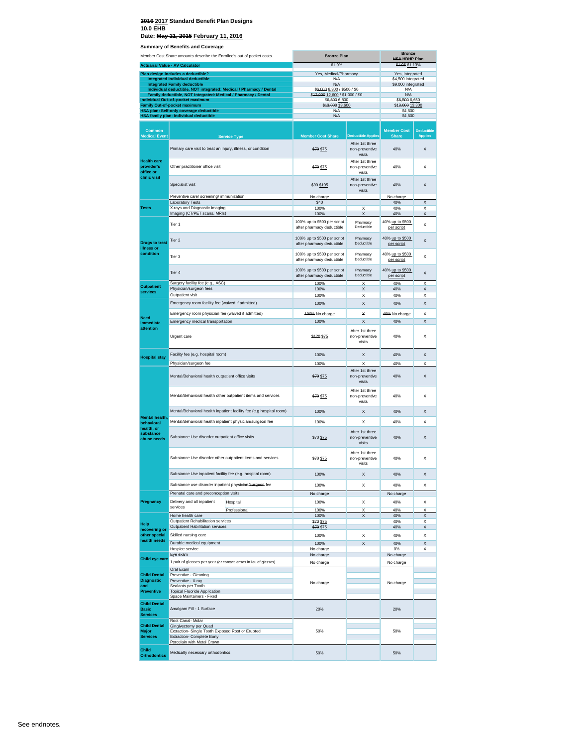**~~2016~~ 2017 Standard Benefit Plan Designs**
**10.0 EHB**
**Date: ~~May 21, 2015~~ February 11, 2016**

**Summary of Benefits and Coverage**

| Member Cost Share amounts describe the Enrollee's out of pocket costs. | Bronze Plan | Bronze ~~HSA~~ HDHP Plan |
|---|---|---|
| Actuarial Value - AV Calculator | 61.9% | ~~61.06~~ 61.13% |
| Plan design includes a deductible? | Yes, Medical/Pharmacy | Yes, integrated |
| Integrated Individual deductible | N/A | $4,500 integrated |
| Integrated Family deductible | N/A | $9,000 integrated |
| Individual deductible, NOT integrated: Medical / Pharmacy / Dental | ~~$6,000~~ 6,300 / $500 / $0 | N/A |
| Family deductible, NOT integrated: Medical / Pharmacy / Dental | ~~$12,000~~ 12,600 / $1,000 / $0 | N/A |
| Individual Out-of-pocket maximum | ~~$6,500~~ 6,800 | ~~$6,500~~ 6,650 |
| Family Out-of-pocket maximum | ~~$13,000~~ 13,600 | ~~$13,000~~ 13,300 |
| HSA plan: Self-only coverage deductible | N/A | $4,500 |
| HSA family plan: Individual deductible | N/A | $4,500 |

| Common Medical Event | Service Type | | Bronze Plan: Member Cost Share | Bronze Plan: Deductible Applies | Bronze HDHP: Member Cost Share | Bronze HDHP: Deductible Applies |
|---|---|---|---|---|---|---|
| Health care provider's office or clinic visit | Primary care visit to treat an injury, illness, or condition | | ~~$70~~ $75 | After 1st three non-preventive visits | 40% | X |
| | Other practitioner office visit | | ~~$70~~ $75 | After 1st three non-preventive visits | 40% | X |
| | Specialist visit | | ~~$90~~ $105 | After 1st three non-preventive visits | 40% | X |
| | Preventive care/ screening/ immunization | | No charge | | No charge | |
| Tests | Laboratory Tests | | $40 | | 40% | X |
| | X-rays and Diagnostic Imaging | | 100% | X | 40% | X |
| | Imaging (CT/PET scans, MRIs) | | 100% | X | 40% | X |
| Drugs to treat illness or condition | Tier 1 | | 100% up to $500 per script after pharmacy deductible | Pharmacy Deductible | 40% up to $500 per script | X |
| | Tier 2 | | 100% up to $500 per script after pharmacy deductible | Pharmacy Deductible | 40% up to $500 per script | X |
| | Tier 3 | | 100% up to $500 per script after pharmacy deductible | Pharmacy Deductible | 40% up to $500 per script | X |
| | Tier 4 | | 100% up to $500 per script after pharmacy deductible | Pharmacy Deductible | 40% up to $500 per script | X |
| Outpatient services | Surgery facility fee (e.g., ASC) | | 100% | X | 40% | X |
| | Physician/surgeon fees | | 100% | X | 40% | X |
| | Outpatient visit | | 100% | X | 40% | X |
| Need immediate attention | Emergency room facility fee (waived if admitted) | | 100% | X | 40% | X |
| | Emergency room physician fee (waived if admitted) | | ~~100%~~ No charge | ~~X~~ | ~~40%~~ No charge | X |
| | Emergency medical transportation | | 100% | X | 40% | X |
| | Urgent care | | ~~$120~~ $75 | After 1st three non-preventive visits | 40% | X |
| Hospital stay | Facility fee (e.g. hospital room) | | 100% | X | 40% | X |
| | Physician/surgeon fee | | 100% | X | 40% | X |
| Mental health, behavioral health, or substance abuse needs | Mental/Behavioral health outpatient office visits | | ~~$70~~ $75 | After 1st three non-preventive visits | 40% | X |
| | Mental/Behavioral health other outpatient items and services | | ~~$70~~ $75 | After 1st three non-preventive visits | 40% | X |
| | Mental/Behavioral health inpatient facility fee (e.g.hospital room) | | 100% | X | 40% | X |
| | Mental/Behavioral health inpatient physician~~/surgeon~~ fee | | 100% | X | 40% | X |
| | Substance Use disorder outpatient office visits | | ~~$70~~ $75 | After 1st three non-preventive visits | 40% | X |
| | Substance Use disorder other outpatient items and services | | ~~$70~~ $75 | After 1st three non-preventive visits | 40% | X |
| | Substance Use inpatient facility fee (e.g. hospital room) | | 100% | X | 40% | X |
| | Substance use disorder inpatient physician~~/surgeon~~ fee | | 100% | X | 40% | X |
| Pregnancy | Prenatal care and preconception visits | | No charge | | No charge | |
| | Delivery and all inpatient services | Hospital | 100% | X | 40% | X |
| | | Professional | 100% | X | 40% | X |
| Help recovering or other special health needs | Home health care | | 100% | X | 40% | X |
| | Outpatient Rehabilitation services | | ~~$70~~ $75 | | 40% | X |
| | Outpatient Habilitation services | | ~~$70~~ $75 | | 40% | X |
| | Skilled nursing care | | 100% | X | 40% | X |
| | Durable medical equipment | | 100% | X | 40% | X |
| | Hospice service | | No charge | | 0% | X |
| Child eye care | Eye exam | | No charge | | No charge | |
| | 1 pair of glasses per year (or contact lenses in lieu of glasses) | | No charge | | No charge | |
| Child Dental Diagnostic and Preventive | Oral Exam | | No charge | | No charge | |
| | Preventive - Cleaning | | | | | |
| | Preventive - X-ray | | | | | |
| | Sealants per Tooth | | | | | |
| | Topical Fluoride Application | | | | | |
| | Space Maintainers - Fixed | | | | | |
| Child Dental Basic Services | Amalgam Fill - 1 Surface | | 20% | | 20% | |
| Child Dental Major Services | Root Canal- Molar | | 50% | | 50% | |
| | Gingivectomy per Quad | | | | | |
| | Extraction- Single Tooth Exposed Root or Erupted | | | | | |
| | Extraction- Complete Bony | | | | | |
| | Porcelain with Metal Crown | | | | | |
| Child Orthodontics | Medically necessary orthodontics | | 50% | | 50% | |

See endnotes.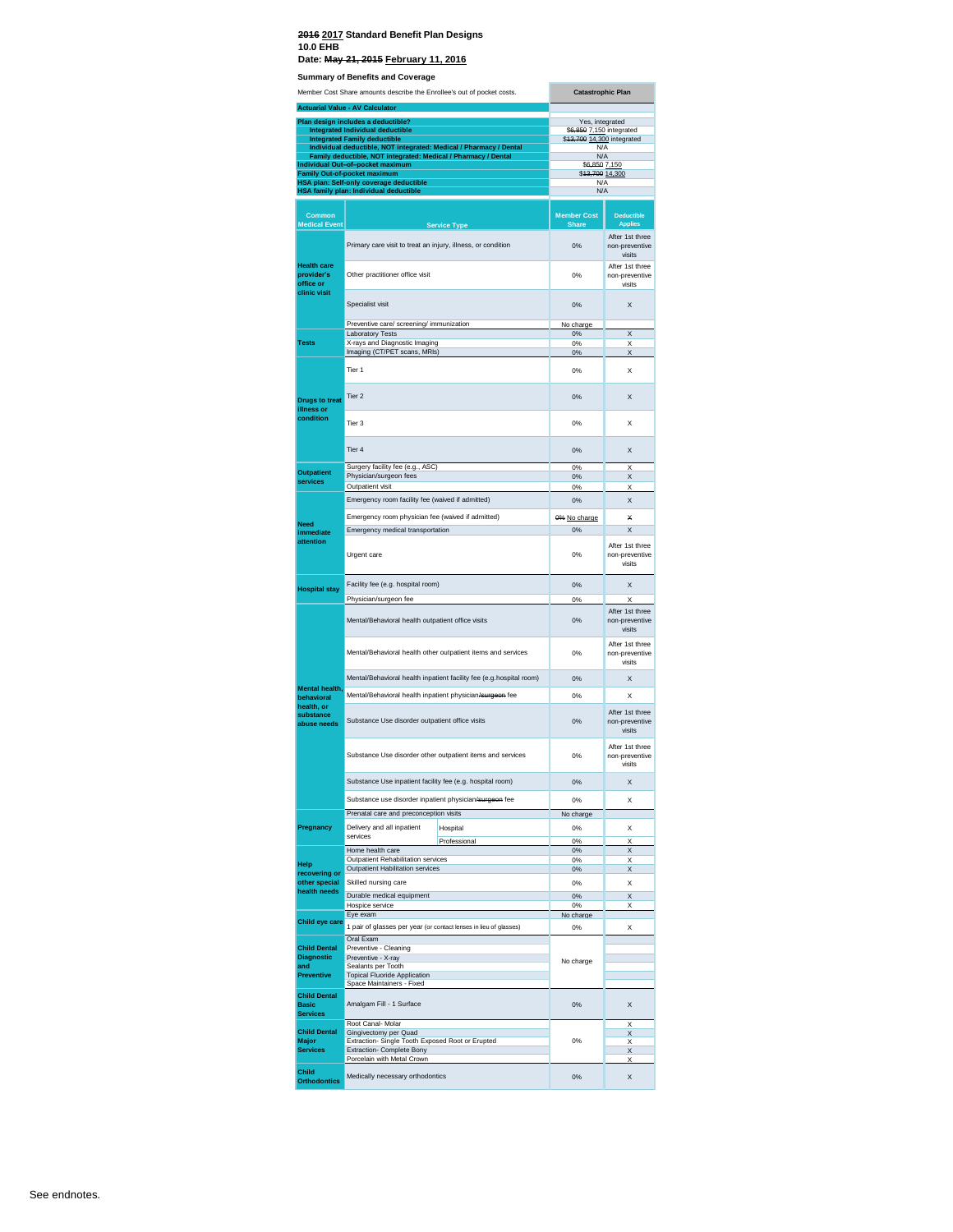**~~2016~~ 2017 Standard Benefit Plan Designs**
**10.0 EHB**
**Date: ~~May 21, 2015~~ February 11, 2016**

**Summary of Benefits and Coverage**

| Member Cost Share amounts describe the Enrollee's out of pocket costs. | Catastrophic Plan |
|---|---|
| **Actuarial Value - AV Calculator** | |
| **Plan design includes a deductible?** | Yes, integrated |
| **Integrated Individual deductible** | ~~$6,850~~ 7,150 integrated |
| **Integrated Family deductible** | ~~$13,700~~ 14,300 integrated |
| **Individual deductible, NOT integrated: Medical / Pharmacy / Dental** | N/A |
| **Family deductible, NOT integrated: Medical / Pharmacy / Dental** | N/A |
| **Individual Out-of-pocket maximum** | ~~$6,850~~ 7,150 |
| **Family Out-of-pocket maximum** | ~~$13,700~~ 14,300 |
| **HSA plan: Self-only coverage deductible** | N/A |
| **HSA family plan: Individual deductible** | N/A |

| Common Medical Event | Service Type | | Member Cost Share | Deductible Applies |
|---|---|---|---|---|
| Health care provider's office or clinic visit | Primary care visit to treat an injury, illness, or condition | | 0% | After 1st three non-preventive visits |
| | Other practitioner office visit | | 0% | After 1st three non-preventive visits |
| | Specialist visit | | 0% | X |
| | Preventive care/ screening/ immunization | | No charge | |
| Tests | Laboratory Tests | | 0% | X |
| | X-rays and Diagnostic Imaging | | 0% | X |
| | Imaging (CT/PET scans, MRIs) | | 0% | X |
| Drugs to treat illness or condition | Tier 1 | | 0% | X |
| | Tier 2 | | 0% | X |
| | Tier 3 | | 0% | X |
| | Tier 4 | | 0% | X |
| Outpatient services | Surgery facility fee (e.g., ASC) | | 0% | X |
| | Physician/surgeon fees | | 0% | X |
| | Outpatient visit | | 0% | X |
| Need immediate attention | Emergency room facility fee (waived if admitted) | | 0% | X |
| | Emergency room physician fee (waived if admitted) | | ~~0%~~ No charge | ~~X~~ |
| | Emergency medical transportation | | 0% | X |
| | Urgent care | | 0% | After 1st three non-preventive visits |
| Hospital stay | Facility fee (e.g. hospital room) | | 0% | X |
| | Physician/surgeon fee | | 0% | X |
| Mental health, behavioral health, or substance abuse needs | Mental/Behavioral health outpatient office visits | | 0% | After 1st three non-preventive visits |
| | Mental/Behavioral health other outpatient items and services | | 0% | After 1st three non-preventive visits |
| | Mental/Behavioral health inpatient facility fee (e.g.hospital room) | | 0% | X |
| | Mental/Behavioral health inpatient physician~~/surgeon~~ fee | | 0% | X |
| | Substance Use disorder outpatient office visits | | 0% | After 1st three non-preventive visits |
| | Substance Use disorder other outpatient items and services | | 0% | After 1st three non-preventive visits |
| | Substance Use inpatient facility fee (e.g. hospital room) | | 0% | X |
| | Substance use disorder inpatient physician~~/surgeon~~ fee | | 0% | X |
| Pregnancy | Prenatal care and preconception visits | | No charge | |
| | Delivery and all inpatient services | Hospital | 0% | X |
| | | Professional | 0% | X |
| Help recovering or other special health needs | Home health care | | 0% | X |
| | Outpatient Rehabilitation services | | 0% | X |
| | Outpatient Habilitation services | | 0% | X |
| | Skilled nursing care | | 0% | X |
| | Durable medical equipment | | 0% | X |
| | Hospice service | | 0% | X |
| Child eye care | Eye exam | | No charge | |
| | 1 pair of glasses per year (or contact lenses in lieu of glasses) | | 0% | X |
| Child Dental Diagnostic and Preventive | Oral Exam | | No charge | |
| | Preventive - Cleaning | | | |
| | Preventive - X-ray | | | |
| | Sealants per Tooth | | | |
| | Topical Fluoride Application | | | |
| | Space Maintainers - Fixed | | | |
| Child Dental Basic Services | Amalgam Fill - 1 Surface | | 0% | X |
| Child Dental Major Services | Root Canal- Molar | | 0% | X |
| | Gingivectomy per Quad | | | X |
| | Extraction- Single Tooth Exposed Root or Erupted | | | X |
| | Extraction- Complete Bony | | | X |
| | Porcelain with Metal Crown | | | X |
| Child Orthodontics | Medically necessary orthodontics | | 0% | X |

See endnotes.